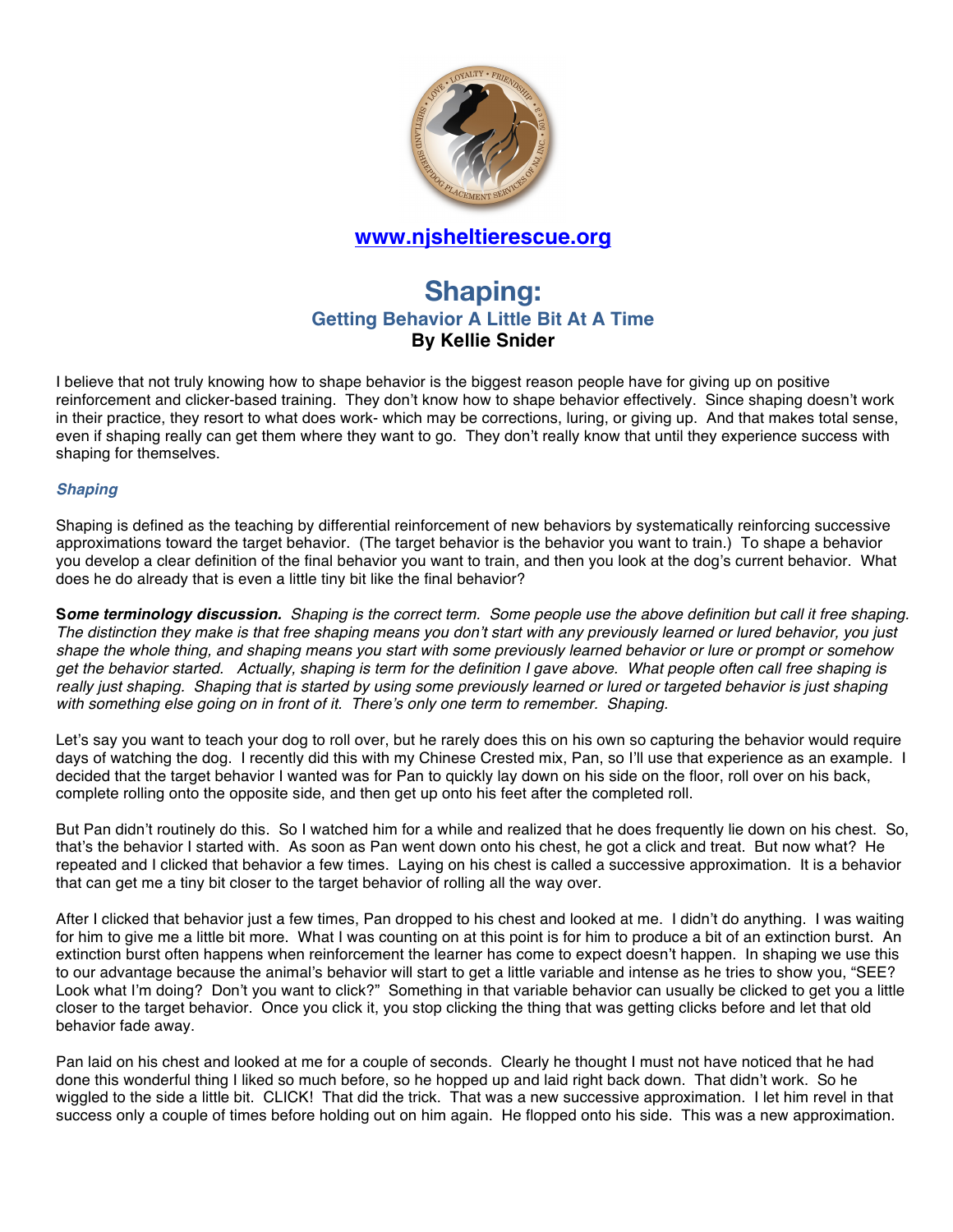[www.njsheltierescue.org](http://www.njsheltierescue.org)

# Shaping:

## Getting Behavior A Little Bit At A Time

**By Kellie Snider**

I believe that not truly knowing how to shape behavior is the biggest reason people have for giving up on positive reinforcement and clicker-based training. They don't know how to shape behavior effectively. Since shaping doesn't work in their practice, they resort to what does work- which may be corrections, luring, or giving up. And that makes total sense, even if shaping really can get them where they want to go. They don't really know that until they experience success with shaping for themselves.

### *Shaping*

Shaping is defined as the teaching by differential reinforcement of new behaviors by systematically reinforcing successive approximations toward the target behavior. (The target behavior is the behavior you want to train.) To shape a behavior you develop a clear definition of the final behavior you want to train, and then you look at the dog's current behavior. What does he do already that is even a little tiny bit like the final behavior?

**S*ome terminology discussion.*** *Shaping is the correct term. Some people use the above definition but call it free shaping. The distinction they make is that free shaping means you don't start with any previously learned or lured behavior, you just shape the whole thing, and shaping means you start with some previously learned behavior or lure or prompt or somehow get the behavior started. Actually, shaping is term for the definition I gave above. What people often call free shaping is really just shaping. Shaping that is started by using some previously learned or lured or targeted behavior is just shaping with something else going on in front of it. There's only one term to remember. Shaping.*

Let's say you want to teach your dog to roll over, but he rarely does this on his own so capturing the behavior would require days of watching the dog. I recently did this with my Chinese Crested mix, Pan, so I'll use that experience as an example. I decided that the target behavior I wanted was for Pan to quickly lay down on his side on the floor, roll over on his back, complete rolling onto the opposite side, and then get up onto his feet after the completed roll.

But Pan didn't routinely do this. So I watched him for a while and realized that he does frequently lie down on his chest. So, that's the behavior I started with. As soon as Pan went down onto his chest, he got a click and treat. But now what? He repeated and I clicked that behavior a few times. Laying on his chest is called a successive approximation. It is a behavior that can get me a tiny bit closer to the target behavior of rolling all the way over.

After I clicked that behavior just a few times, Pan dropped to his chest and looked at me. I didn't do anything. I was waiting for him to give me a little bit more. What I was counting on at this point is for him to produce a bit of an extinction burst. An extinction burst often happens when reinforcement the learner has come to expect doesn't happen. In shaping we use this to our advantage because the animal's behavior will start to get a little variable and intense as he tries to show you, "SEE? Look what I'm doing? Don't you want to click?" Something in that variable behavior can usually be clicked to get you a little closer to the target behavior. Once you click it, you stop clicking the thing that was getting clicks before and let that old behavior fade away.

Pan laid on his chest and looked at me for a couple of seconds. Clearly he thought I must not have noticed that he had done this wonderful thing I liked so much before, so he hopped up and laid right back down. That didn't work. So he wiggled to the side a little bit. CLICK! That did the trick. That was a new successive approximation. I let him revel in that success only a couple of times before holding out on him again. He flopped onto his side. This was a new approximation.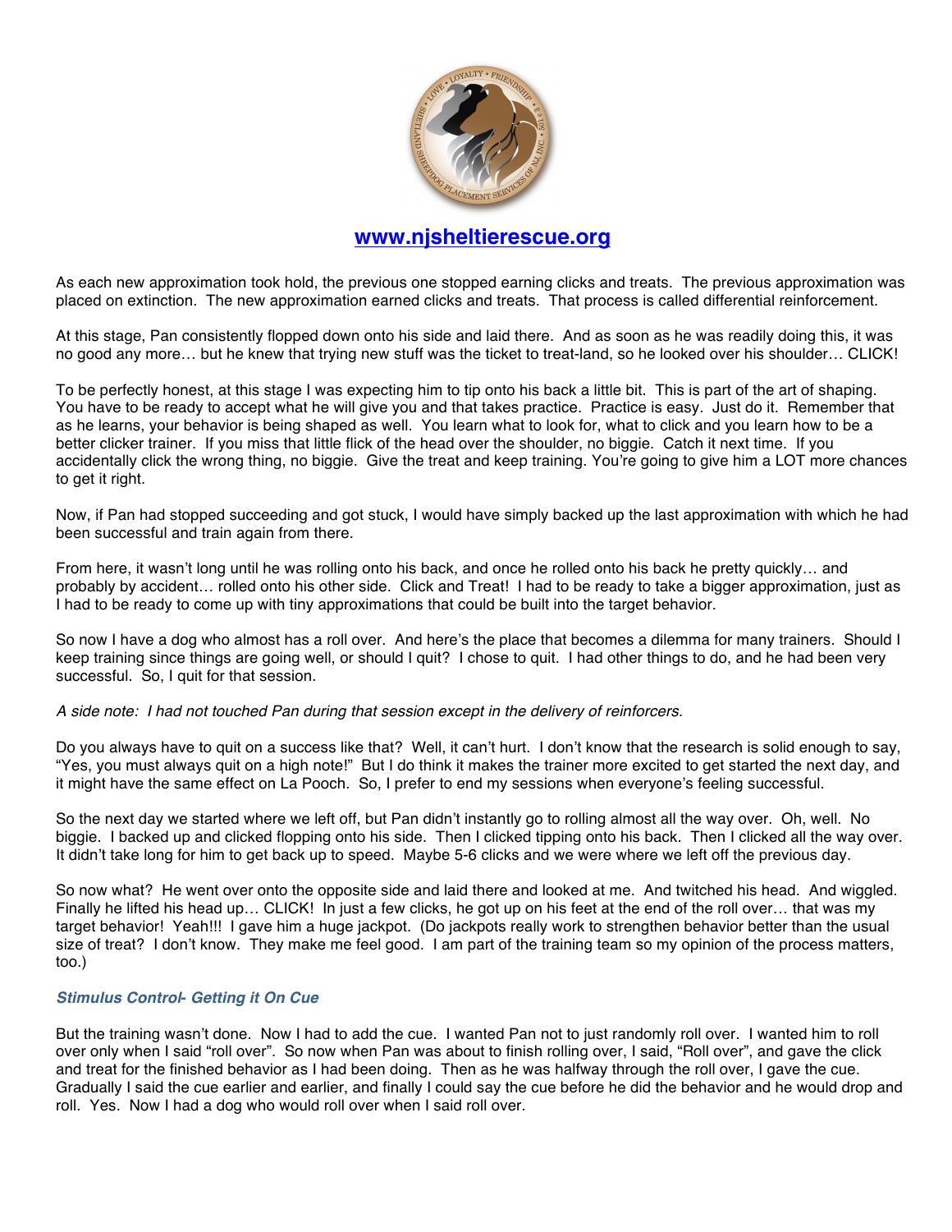www.njsheltierescue.org

As each new approximation took hold, the previous one stopped earning clicks and treats. The previous approximation was placed on extinction. The new approximation earned clicks and treats. That process is called differential reinforcement.

At this stage, Pan consistently flopped down onto his side and laid there. And as soon as he was readily doing this, it was no good any more… but he knew that trying new stuff was the ticket to treat-land, so he looked over his shoulder… CLICK!

To be perfectly honest, at this stage I was expecting him to tip onto his back a little bit. This is part of the art of shaping. You have to be ready to accept what he will give you and that takes practice. Practice is easy. Just do it. Remember that as he learns, your behavior is being shaped as well. You learn what to look for, what to click and you learn how to be a better clicker trainer. If you miss that little flick of the head over the shoulder, no biggie. Catch it next time. If you accidentally click the wrong thing, no biggie. Give the treat and keep training. You're going to give him a LOT more chances to get it right.

Now, if Pan had stopped succeeding and got stuck, I would have simply backed up the last approximation with which he had been successful and train again from there.

From here, it wasn't long until he was rolling onto his back, and once he rolled onto his back he pretty quickly… and probably by accident… rolled onto his other side. Click and Treat! I had to be ready to take a bigger approximation, just as I had to be ready to come up with tiny approximations that could be built into the target behavior.

So now I have a dog who almost has a roll over. And here's the place that becomes a dilemma for many trainers. Should I keep training since things are going well, or should I quit? I chose to quit. I had other things to do, and he had been very successful. So, I quit for that session.

*A side note: I had not touched Pan during that session except in the delivery of reinforcers.*

Do you always have to quit on a success like that? Well, it can't hurt. I don't know that the research is solid enough to say, "Yes, you must always quit on a high note!" But I do think it makes the trainer more excited to get started the next day, and it might have the same effect on La Pooch. So, I prefer to end my sessions when everyone's feeling successful.

So the next day we started where we left off, but Pan didn't instantly go to rolling almost all the way over. Oh, well. No biggie. I backed up and clicked flopping onto his side. Then I clicked tipping onto his back. Then I clicked all the way over. It didn't take long for him to get back up to speed. Maybe 5-6 clicks and we were where we left off the previous day.

So now what? He went over onto the opposite side and laid there and looked at me. And twitched his head. And wiggled. Finally he lifted his head up… CLICK! In just a few clicks, he got up on his feet at the end of the roll over… that was my target behavior! Yeah!!! I gave him a huge jackpot. (Do jackpots really work to strengthen behavior better than the usual size of treat? I don't know. They make me feel good. I am part of the training team so my opinion of the process matters, too.)

### *Stimulus Control- Getting it On Cue*

But the training wasn't done. Now I had to add the cue. I wanted Pan not to just randomly roll over. I wanted him to roll over only when I said "roll over". So now when Pan was about to finish rolling over, I said, "Roll over", and gave the click and treat for the finished behavior as I had been doing. Then as he was halfway through the roll over, I gave the cue. Gradually I said the cue earlier and earlier, and finally I could say the cue before he did the behavior and he would drop and roll. Yes. Now I had a dog who would roll over when I said roll over.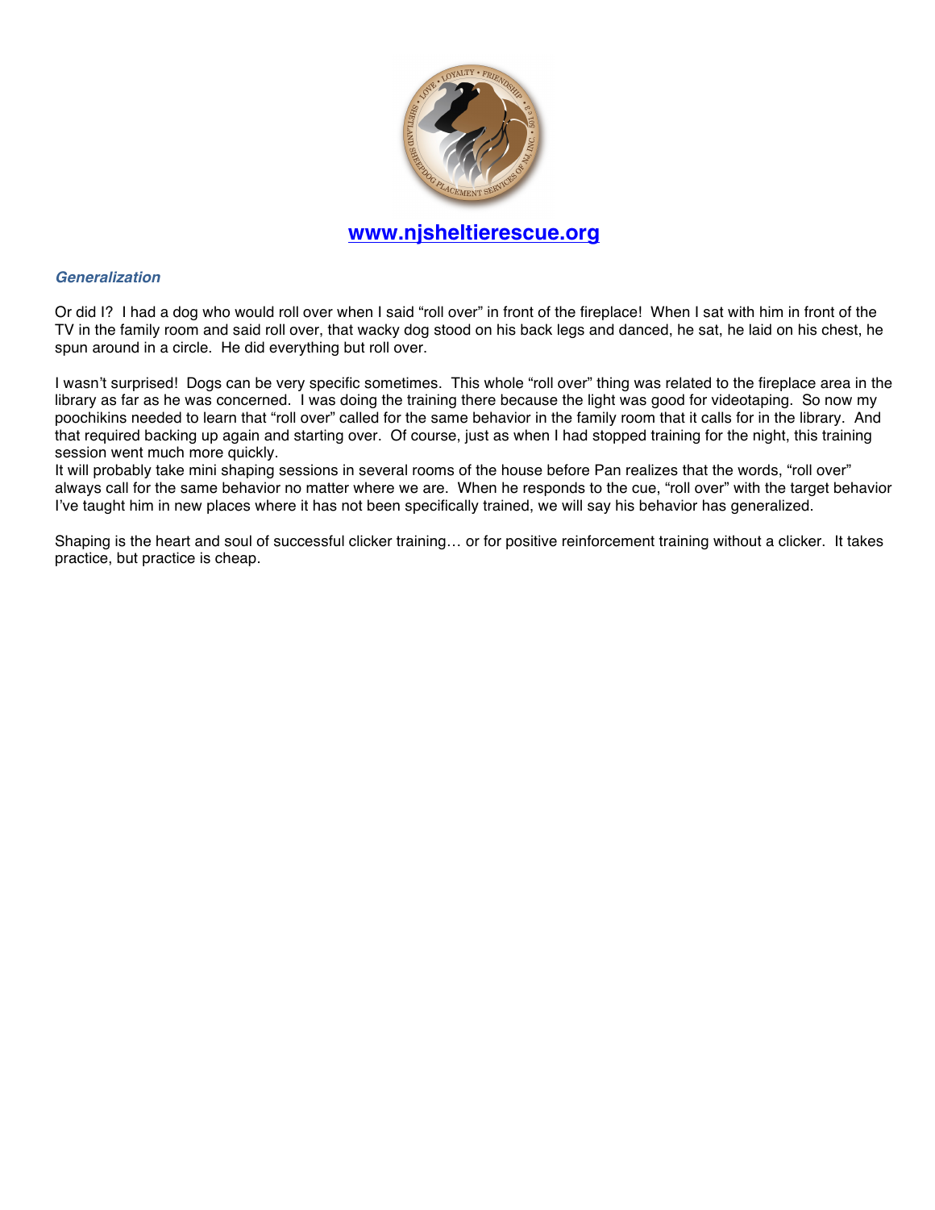**www.njsheltierescue.org**

***Generalization***

Or did I? I had a dog who would roll over when I said "roll over" in front of the fireplace! When I sat with him in front of the TV in the family room and said roll over, that wacky dog stood on his back legs and danced, he sat, he laid on his chest, he spun around in a circle. He did everything but roll over.

I wasn't surprised! Dogs can be very specific sometimes. This whole "roll over" thing was related to the fireplace area in the library as far as he was concerned. I was doing the training there because the light was good for videotaping. So now my poochikins needed to learn that "roll over" called for the same behavior in the family room that it calls for in the library. And that required backing up again and starting over. Of course, just as when I had stopped training for the night, this training session went much more quickly.
It will probably take mini shaping sessions in several rooms of the house before Pan realizes that the words, "roll over" always call for the same behavior no matter where we are. When he responds to the cue, "roll over" with the target behavior I've taught him in new places where it has not been specifically trained, we will say his behavior has generalized.

Shaping is the heart and soul of successful clicker training… or for positive reinforcement training without a clicker. It takes practice, but practice is cheap.